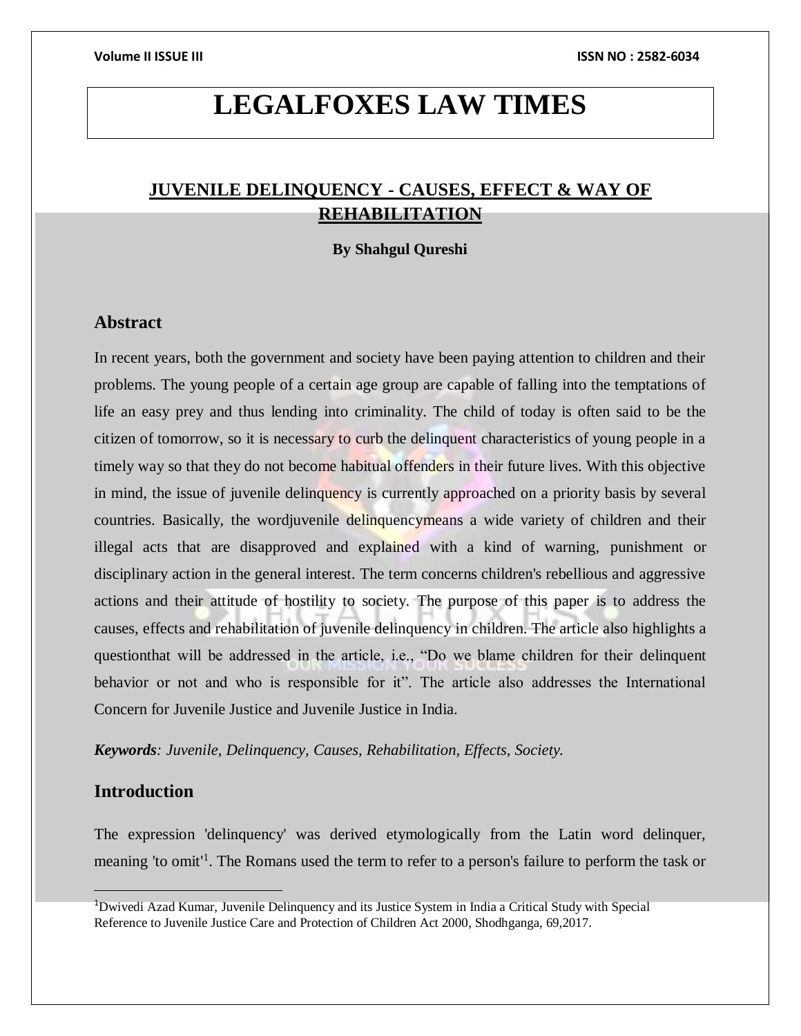# LEGALFOXES LAW TIMES

## JUVENILE DELINQUENCY - CAUSES, EFFECT & WAY OF REHABILITATION

**By Shahgul Qureshi**

## Abstract

In recent years, both the government and society have been paying attention to children and their problems. The young people of a certain age group are capable of falling into the temptations of life an easy prey and thus lending into criminality. The child of today is often said to be the citizen of tomorrow, so it is necessary to curb the delinquent characteristics of young people in a timely way so that they do not become habitual offenders in their future lives. With this objective in mind, the issue of juvenile delinquency is currently approached on a priority basis by several countries. Basically, the wordjuvenile delinquencymeans a wide variety of children and their illegal acts that are disapproved and explained with a kind of warning, punishment or disciplinary action in the general interest. The term concerns children's rebellious and aggressive actions and their attitude of hostility to society. The purpose of this paper is to address the causes, effects and rehabilitation of juvenile delinquency in children. The article also highlights a questionthat will be addressed in the article, i.e., "Do we blame children for their delinquent behavior or not and who is responsible for it". The article also addresses the International Concern for Juvenile Justice and Juvenile Justice in India.

***Keywords**: Juvenile, Delinquency, Causes, Rehabilitation, Effects, Society.*

## Introduction

The expression 'delinquency' was derived etymologically from the Latin word delinquer, meaning 'to omit'[1]. The Romans used the term to refer to a person's failure to perform the task or

---

[1]Dwivedi Azad Kumar, Juvenile Delinquency and its Justice System in India a Critical Study with Special Reference to Juvenile Justice Care and Protection of Children Act 2000, Shodhganga, 69,2017.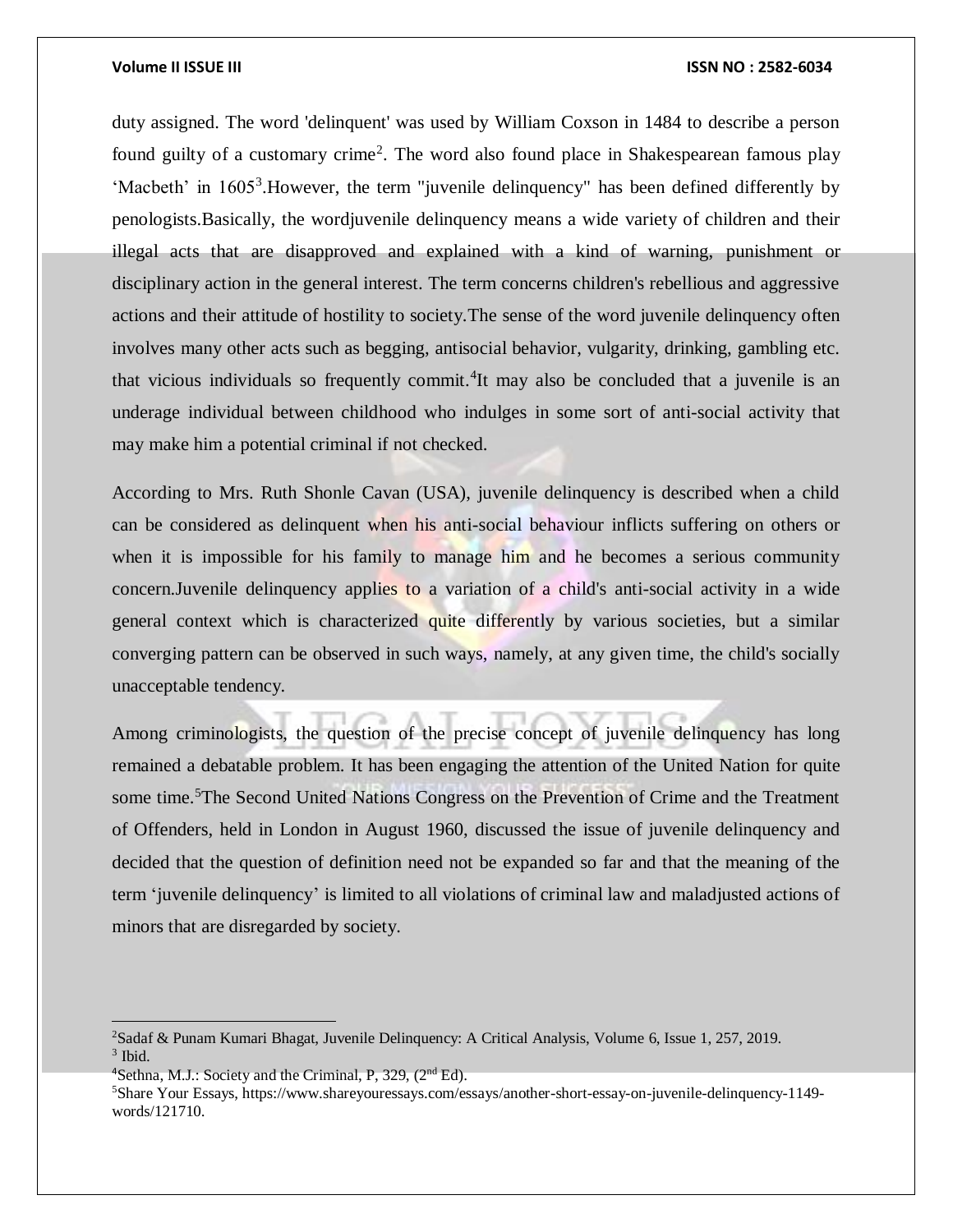duty assigned. The word 'delinquent' was used by William Coxson in 1484 to describe a person found guilty of a customary crime[2]. The word also found place in Shakespearean famous play 'Macbeth' in 1605[3].However, the term "juvenile delinquency" has been defined differently by penologists.Basically, the wordjuvenile delinquency means a wide variety of children and their illegal acts that are disapproved and explained with a kind of warning, punishment or disciplinary action in the general interest. The term concerns children's rebellious and aggressive actions and their attitude of hostility to society.The sense of the word juvenile delinquency often involves many other acts such as begging, antisocial behavior, vulgarity, drinking, gambling etc. that vicious individuals so frequently commit.[4]It may also be concluded that a juvenile is an underage individual between childhood who indulges in some sort of anti-social activity that may make him a potential criminal if not checked.

According to Mrs. Ruth Shonle Cavan (USA), juvenile delinquency is described when a child can be considered as delinquent when his anti-social behaviour inflicts suffering on others or when it is impossible for his family to manage him and he becomes a serious community concern.Juvenile delinquency applies to a variation of a child's anti-social activity in a wide general context which is characterized quite differently by various societies, but a similar converging pattern can be observed in such ways, namely, at any given time, the child's socially unacceptable tendency.

Among criminologists, the question of the precise concept of juvenile delinquency has long remained a debatable problem. It has been engaging the attention of the United Nation for quite some time.[5]The Second United Nations Congress on the Prevention of Crime and the Treatment of Offenders, held in London in August 1960, discussed the issue of juvenile delinquency and decided that the question of definition need not be expanded so far and that the meaning of the term 'juvenile delinquency' is limited to all violations of criminal law and maladjusted actions of minors that are disregarded by society.

---

[2]Sadaf & Punam Kumari Bhagat, Juvenile Delinquency: A Critical Analysis, Volume 6, Issue 1, 257, 2019.
[3] Ibid.
[4]Sethna, M.J.: Society and the Criminal, P, 329, (2nd Ed).
[5]Share Your Essays, https://www.shareyouressays.com/essays/another-short-essay-on-juvenile-delinquency-1149-words/121710.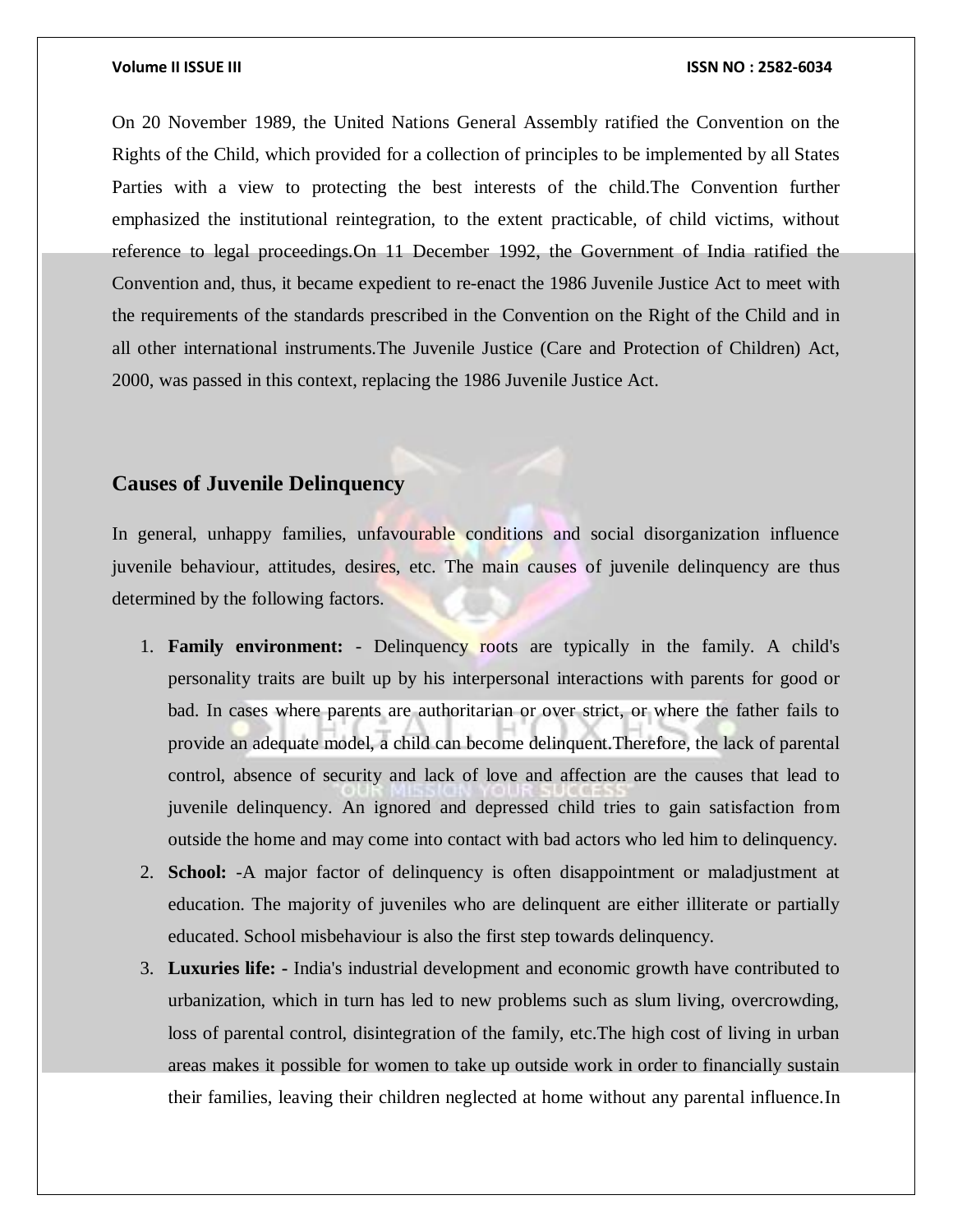On 20 November 1989, the United Nations General Assembly ratified the Convention on the Rights of the Child, which provided for a collection of principles to be implemented by all States Parties with a view to protecting the best interests of the child.The Convention further emphasized the institutional reintegration, to the extent practicable, of child victims, without reference to legal proceedings.On 11 December 1992, the Government of India ratified the Convention and, thus, it became expedient to re-enact the 1986 Juvenile Justice Act to meet with the requirements of the standards prescribed in the Convention on the Right of the Child and in all other international instruments.The Juvenile Justice (Care and Protection of Children) Act, 2000, was passed in this context, replacing the 1986 Juvenile Justice Act.

## Causes of Juvenile Delinquency

In general, unhappy families, unfavourable conditions and social disorganization influence juvenile behaviour, attitudes, desires, etc. The main causes of juvenile delinquency are thus determined by the following factors.

1. **Family environment:** - Delinquency roots are typically in the family. A child's personality traits are built up by his interpersonal interactions with parents for good or bad. In cases where parents are authoritarian or over strict, or where the father fails to provide an adequate model, a child can become delinquent.Therefore, the lack of parental control, absence of security and lack of love and affection are the causes that lead to juvenile delinquency. An ignored and depressed child tries to gain satisfaction from outside the home and may come into contact with bad actors who led him to delinquency.
2. **School:** -A major factor of delinquency is often disappointment or maladjustment at education. The majority of juveniles who are delinquent are either illiterate or partially educated. School misbehaviour is also the first step towards delinquency.
3. **Luxuries life: -** India's industrial development and economic growth have contributed to urbanization, which in turn has led to new problems such as slum living, overcrowding, loss of parental control, disintegration of the family, etc.The high cost of living in urban areas makes it possible for women to take up outside work in order to financially sustain their families, leaving their children neglected at home without any parental influence.In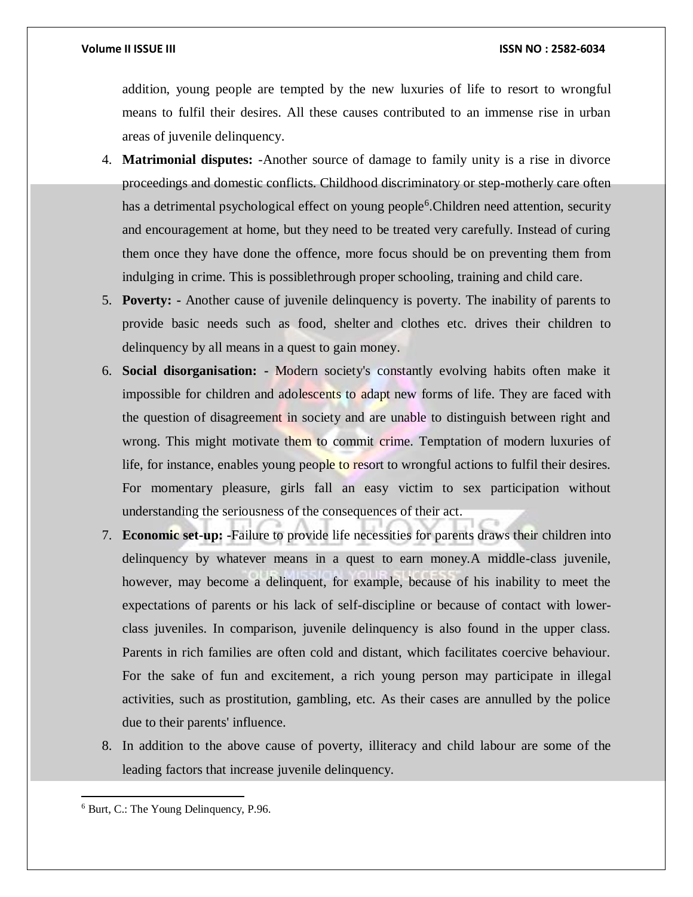addition, young people are tempted by the new luxuries of life to resort to wrongful means to fulfil their desires. All these causes contributed to an immense rise in urban areas of juvenile delinquency.

4. **Matrimonial disputes:** -Another source of damage to family unity is a rise in divorce proceedings and domestic conflicts. Childhood discriminatory or step-motherly care often has a detrimental psychological effect on young people[6].Children need attention, security and encouragement at home, but they need to be treated very carefully. Instead of curing them once they have done the offence, more focus should be on preventing them from indulging in crime. This is possiblethrough proper schooling, training and child care.
5. **Poverty: -** Another cause of juvenile delinquency is poverty. The inability of parents to provide basic needs such as food, shelter and clothes etc. drives their children to delinquency by all means in a quest to gain money.
6. **Social disorganisation: -** Modern society's constantly evolving habits often make it impossible for children and adolescents to adapt new forms of life. They are faced with the question of disagreement in society and are unable to distinguish between right and wrong. This might motivate them to commit crime. Temptation of modern luxuries of life, for instance, enables young people to resort to wrongful actions to fulfil their desires. For momentary pleasure, girls fall an easy victim to sex participation without understanding the seriousness of the consequences of their act.
7. **Economic set-up:** -Failure to provide life necessities for parents draws their children into delinquency by whatever means in a quest to earn money.A middle-class juvenile, however, may become a delinquent, for example, because of his inability to meet the expectations of parents or his lack of self-discipline or because of contact with lower-class juveniles. In comparison, juvenile delinquency is also found in the upper class. Parents in rich families are often cold and distant, which facilitates coercive behaviour. For the sake of fun and excitement, a rich young person may participate in illegal activities, such as prostitution, gambling, etc. As their cases are annulled by the police due to their parents' influence.
8. In addition to the above cause of poverty, illiteracy and child labour are some of the leading factors that increase juvenile delinquency.

---

[6] Burt, C.: The Young Delinquency, P.96.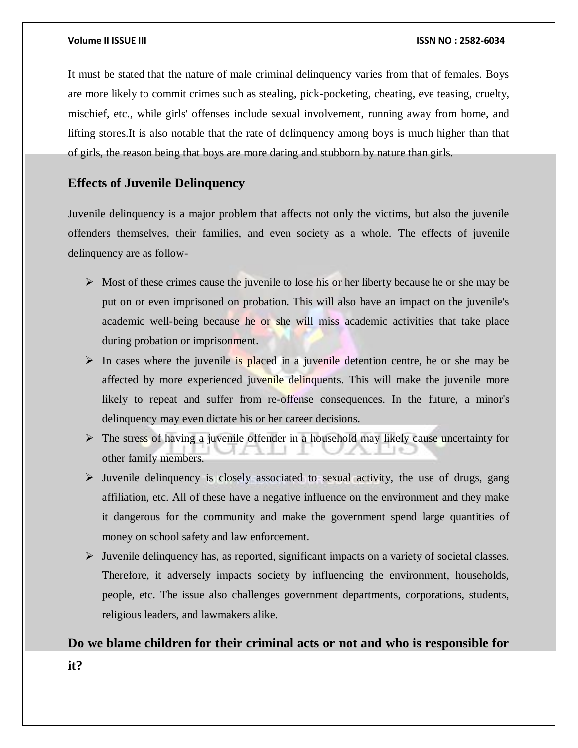It must be stated that the nature of male criminal delinquency varies from that of females. Boys are more likely to commit crimes such as stealing, pick-pocketing, cheating, eve teasing, cruelty, mischief, etc., while girls' offenses include sexual involvement, running away from home, and lifting stores.It is also notable that the rate of delinquency among boys is much higher than that of girls, the reason being that boys are more daring and stubborn by nature than girls.

## Effects of Juvenile Delinquency

Juvenile delinquency is a major problem that affects not only the victims, but also the juvenile offenders themselves, their families, and even society as a whole. The effects of juvenile delinquency are as follow-

- Most of these crimes cause the juvenile to lose his or her liberty because he or she may be put on or even imprisoned on probation. This will also have an impact on the juvenile's academic well-being because he or she will miss academic activities that take place during probation or imprisonment.
- In cases where the juvenile is placed in a juvenile detention centre, he or she may be affected by more experienced juvenile delinquents. This will make the juvenile more likely to repeat and suffer from re-offense consequences. In the future, a minor's delinquency may even dictate his or her career decisions.
- The stress of having a juvenile offender in a household may likely cause uncertainty for other family members.
- Juvenile delinquency is closely associated to sexual activity, the use of drugs, gang affiliation, etc. All of these have a negative influence on the environment and they make it dangerous for the community and make the government spend large quantities of money on school safety and law enforcement.
- Juvenile delinquency has, as reported, significant impacts on a variety of societal classes. Therefore, it adversely impacts society by influencing the environment, households, people, etc. The issue also challenges government departments, corporations, students, religious leaders, and lawmakers alike.

## Do we blame children for their criminal acts or not and who is responsible for it?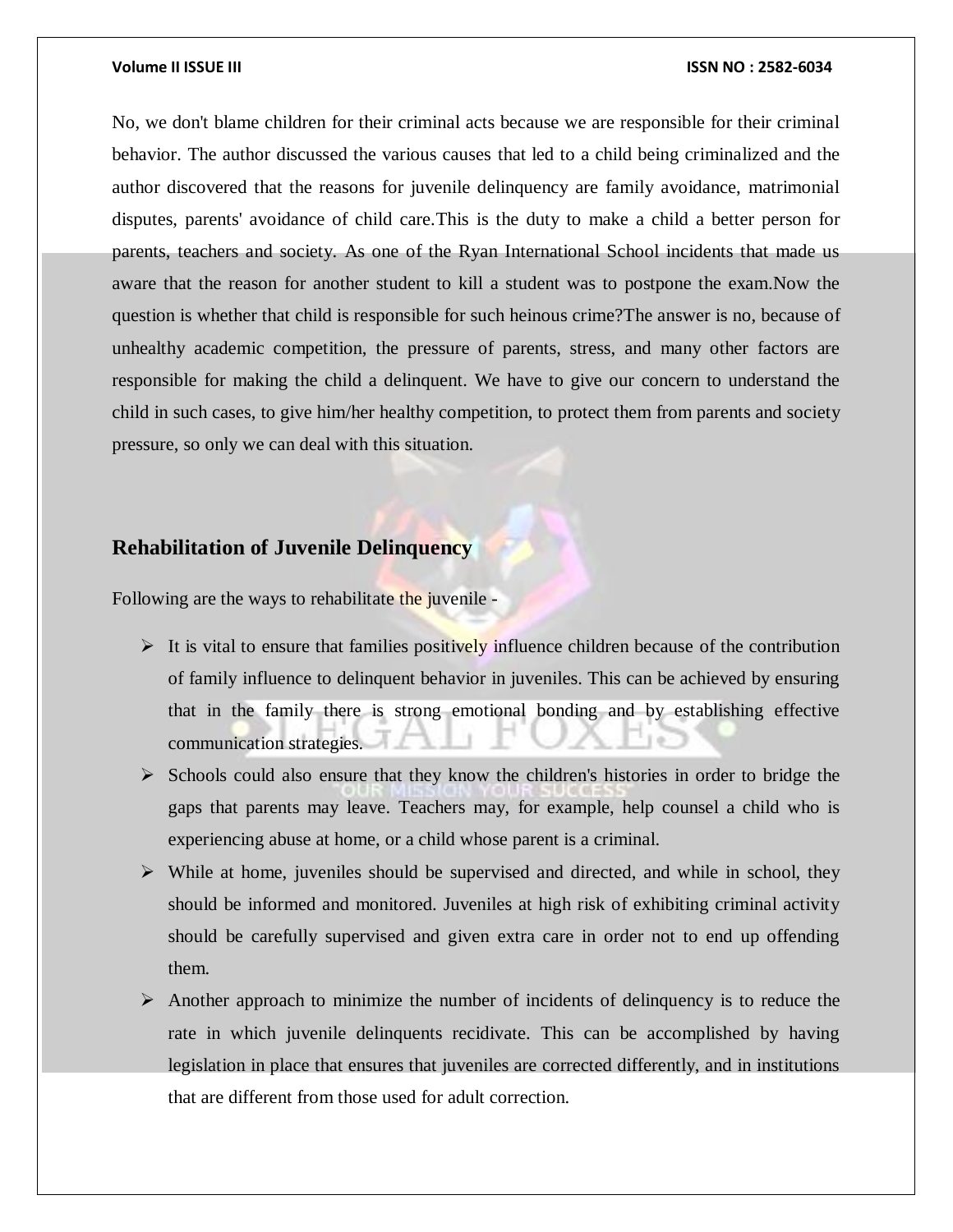No, we don't blame children for their criminal acts because we are responsible for their criminal behavior. The author discussed the various causes that led to a child being criminalized and the author discovered that the reasons for juvenile delinquency are family avoidance, matrimonial disputes, parents' avoidance of child care.This is the duty to make a child a better person for parents, teachers and society. As one of the Ryan International School incidents that made us aware that the reason for another student to kill a student was to postpone the exam.Now the question is whether that child is responsible for such heinous crime?The answer is no, because of unhealthy academic competition, the pressure of parents, stress, and many other factors are responsible for making the child a delinquent. We have to give our concern to understand the child in such cases, to give him/her healthy competition, to protect them from parents and society pressure, so only we can deal with this situation.

## Rehabilitation of Juvenile Delinquency

Following are the ways to rehabilitate the juvenile -

- It is vital to ensure that families positively influence children because of the contribution of family influence to delinquent behavior in juveniles. This can be achieved by ensuring that in the family there is strong emotional bonding and by establishing effective communication strategies.
- Schools could also ensure that they know the children's histories in order to bridge the gaps that parents may leave. Teachers may, for example, help counsel a child who is experiencing abuse at home, or a child whose parent is a criminal.
- While at home, juveniles should be supervised and directed, and while in school, they should be informed and monitored. Juveniles at high risk of exhibiting criminal activity should be carefully supervised and given extra care in order not to end up offending them.
- Another approach to minimize the number of incidents of delinquency is to reduce the rate in which juvenile delinquents recidivate. This can be accomplished by having legislation in place that ensures that juveniles are corrected differently, and in institutions that are different from those used for adult correction.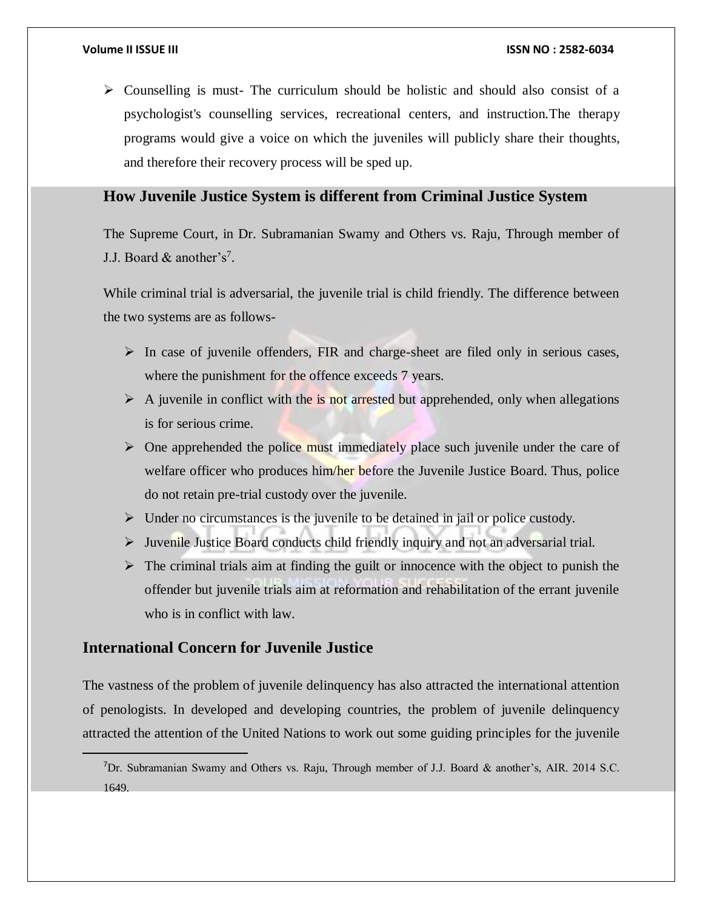- Counselling is must- The curriculum should be holistic and should also consist of a psychologist's counselling services, recreational centers, and instruction.The therapy programs would give a voice on which the juveniles will publicly share their thoughts, and therefore their recovery process will be sped up.

## How Juvenile Justice System is different from Criminal Justice System

The Supreme Court, in Dr. Subramanian Swamy and Others vs. Raju, Through member of J.J. Board & another's[7].

While criminal trial is adversarial, the juvenile trial is child friendly. The difference between the two systems are as follows-

- In case of juvenile offenders, FIR and charge-sheet are filed only in serious cases, where the punishment for the offence exceeds 7 years.
- A juvenile in conflict with the is not arrested but apprehended, only when allegations is for serious crime.
- One apprehended the police must immediately place such juvenile under the care of welfare officer who produces him/her before the Juvenile Justice Board. Thus, police do not retain pre-trial custody over the juvenile.
- Under no circumstances is the juvenile to be detained in jail or police custody.
- Juvenile Justice Board conducts child friendly inquiry and not an adversarial trial.
- The criminal trials aim at finding the guilt or innocence with the object to punish the offender but juvenile trials aim at reformation and rehabilitation of the errant juvenile who is in conflict with law.

## International Concern for Juvenile Justice

The vastness of the problem of juvenile delinquency has also attracted the international attention of penologists. In developed and developing countries, the problem of juvenile delinquency attracted the attention of the United Nations to work out some guiding principles for the juvenile

---

[7] Dr. Subramanian Swamy and Others vs. Raju, Through member of J.J. Board & another's, AIR. 2014 S.C. 1649.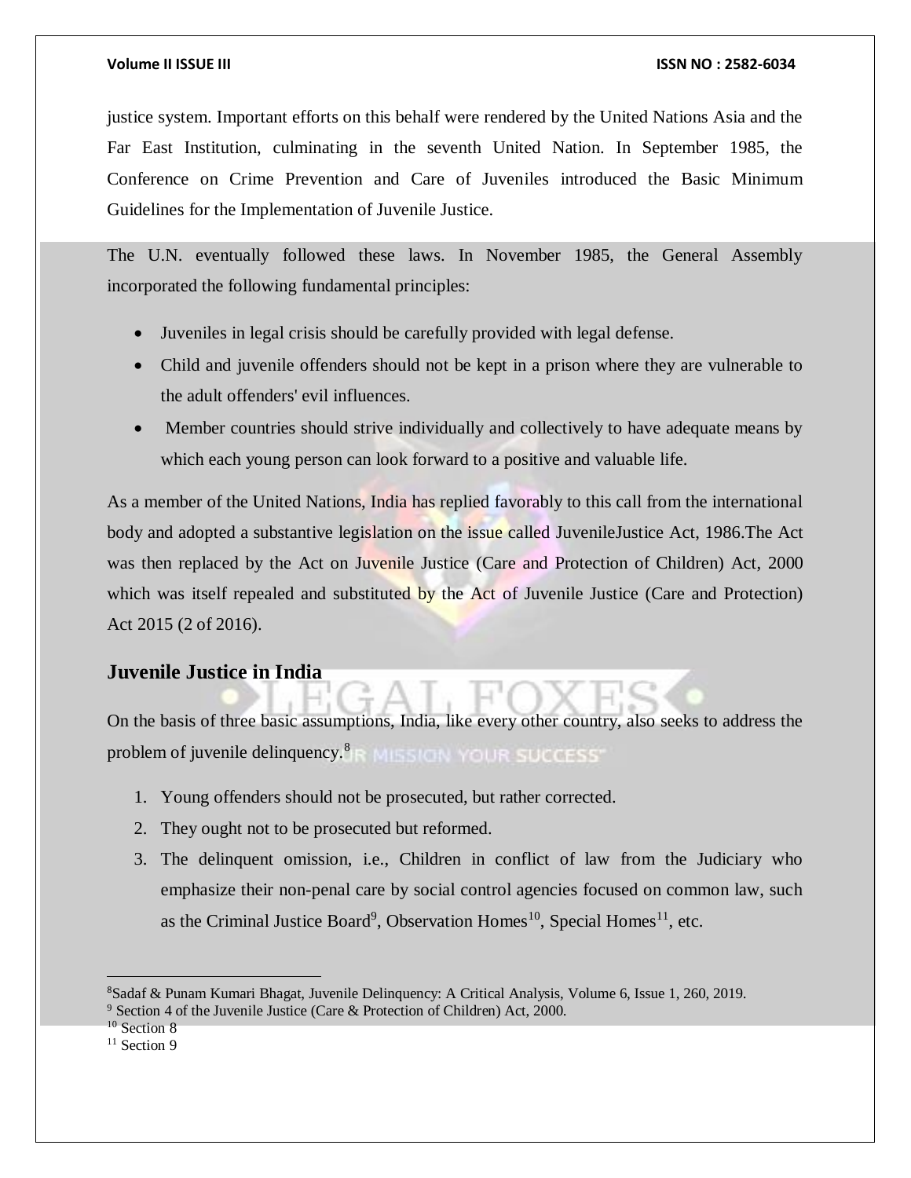justice system. Important efforts on this behalf were rendered by the United Nations Asia and the Far East Institution, culminating in the seventh United Nation. In September 1985, the Conference on Crime Prevention and Care of Juveniles introduced the Basic Minimum Guidelines for the Implementation of Juvenile Justice.

The U.N. eventually followed these laws. In November 1985, the General Assembly incorporated the following fundamental principles:

- Juveniles in legal crisis should be carefully provided with legal defense.
- Child and juvenile offenders should not be kept in a prison where they are vulnerable to the adult offenders' evil influences.
- Member countries should strive individually and collectively to have adequate means by which each young person can look forward to a positive and valuable life.

As a member of the United Nations, India has replied favorably to this call from the international body and adopted a substantive legislation on the issue called JuvenileJustice Act, 1986.The Act was then replaced by the Act on Juvenile Justice (Care and Protection of Children) Act, 2000 which was itself repealed and substituted by the Act of Juvenile Justice (Care and Protection) Act 2015 (2 of 2016).

## Juvenile Justice in India

On the basis of three basic assumptions, India, like every other country, also seeks to address the problem of juvenile delinquency.[8]

1. Young offenders should not be prosecuted, but rather corrected.
2. They ought not to be prosecuted but reformed.
3. The delinquent omission, i.e., Children in conflict of law from the Judiciary who emphasize their non-penal care by social control agencies focused on common law, such as the Criminal Justice Board[9], Observation Homes[10], Special Homes[11], etc.

---

[8] Sadaf & Punam Kumari Bhagat, Juvenile Delinquency: A Critical Analysis, Volume 6, Issue 1, 260, 2019.

[9] Section 4 of the Juvenile Justice (Care & Protection of Children) Act, 2000.

[10] Section 8

[11] Section 9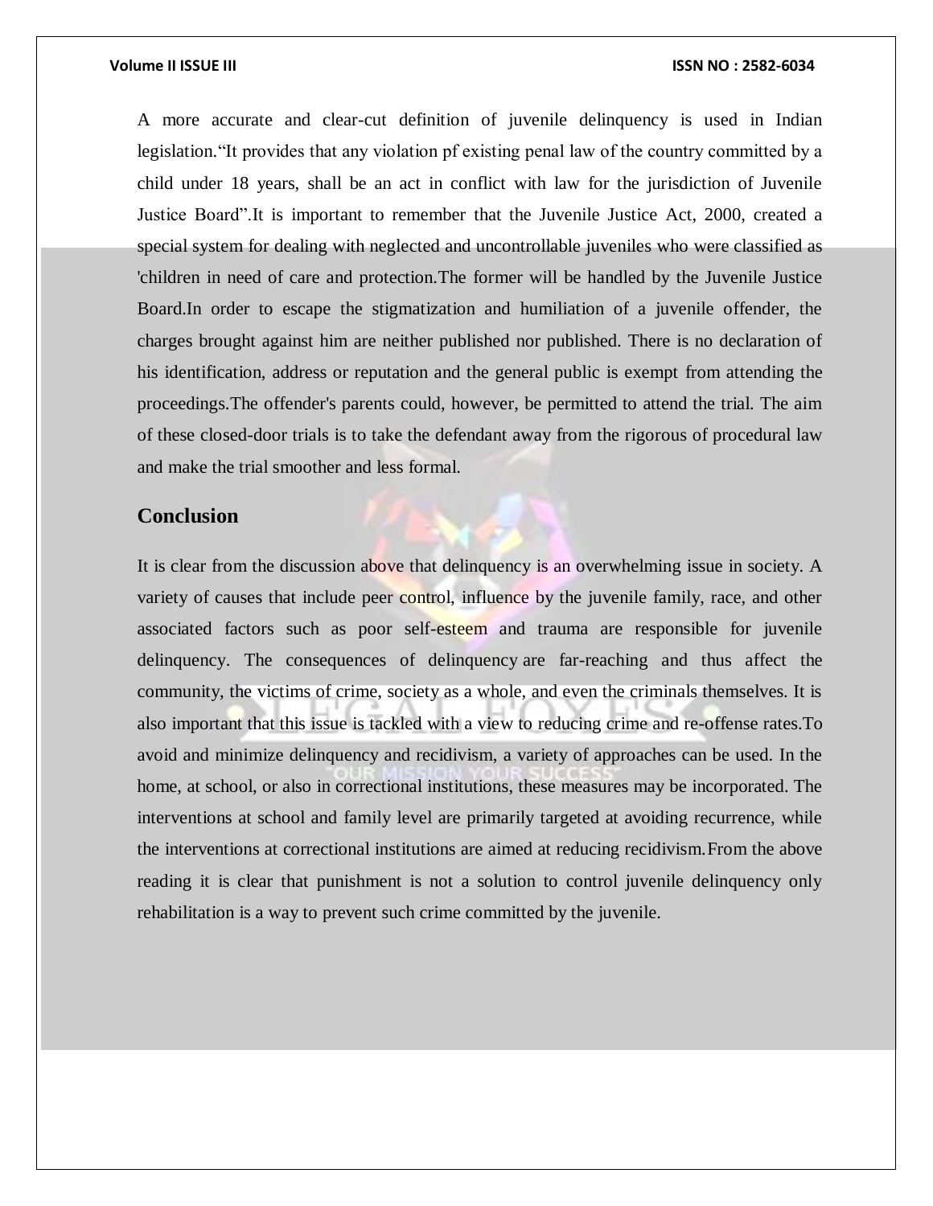A more accurate and clear-cut definition of juvenile delinquency is used in Indian legislation."It provides that any violation pf existing penal law of the country committed by a child under 18 years, shall be an act in conflict with law for the jurisdiction of Juvenile Justice Board".It is important to remember that the Juvenile Justice Act, 2000, created a special system for dealing with neglected and uncontrollable juveniles who were classified as 'children in need of care and protection.The former will be handled by the Juvenile Justice Board.In order to escape the stigmatization and humiliation of a juvenile offender, the charges brought against him are neither published nor published. There is no declaration of his identification, address or reputation and the general public is exempt from attending the proceedings.The offender's parents could, however, be permitted to attend the trial. The aim of these closed-door trials is to take the defendant away from the rigorous of procedural law and make the trial smoother and less formal.

## Conclusion

It is clear from the discussion above that delinquency is an overwhelming issue in society. A variety of causes that include peer control, influence by the juvenile family, race, and other associated factors such as poor self-esteem and trauma are responsible for juvenile delinquency. The consequences of delinquency are far-reaching and thus affect the community, the victims of crime, society as a whole, and even the criminals themselves. It is also important that this issue is tackled with a view to reducing crime and re-offense rates.To avoid and minimize delinquency and recidivism, a variety of approaches can be used. In the home, at school, or also in correctional institutions, these measures may be incorporated. The interventions at school and family level are primarily targeted at avoiding recurrence, while the interventions at correctional institutions are aimed at reducing recidivism.From the above reading it is clear that punishment is not a solution to control juvenile delinquency only rehabilitation is a way to prevent such crime committed by the juvenile.